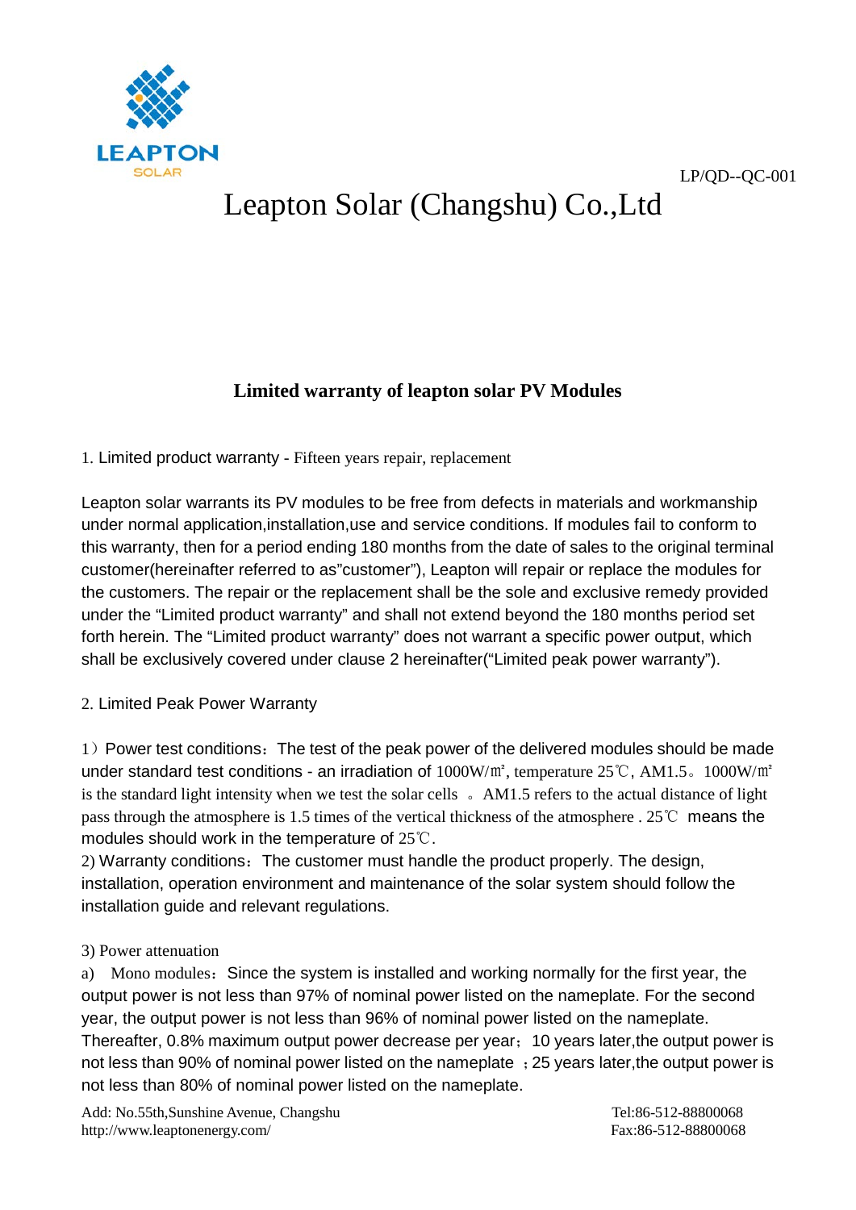LP/QD--QC-001

# Leapton Solar (Changshu) Co.,Ltd

## Limited warranty of leapton solar PV Modules

1. Limited product warranty - Fifteen years repair, replacement

Leapton solar warrants its PV modules to be free from defects in materials and workmanship under normal application,installation,use and service conditions. If modules fail to conform to this warranty, then for a period ending 180 months from the date of sales to the original terminal customer(hereinafter referred to as"customer"), Leapton will repair or replace the modules for the customers. The repair or the replacement shall be the sole and exclusive remedy provided under the "Limited product warranty" and shall not extend beyond the 180 months period set forth herein. The "Limited product warranty" does not warrant a specific power output, which shall be exclusively covered under clause 2 hereinafter("Limited peak power warranty").

2. Limited Peak Power Warranty

1）Power test conditions：The test of the peak power of the delivered modules should be made under standard test conditions - an irradiation of 1000W/㎡, temperature 25℃, AM1.5。1000W/㎡ is the standard light intensity when we test the solar cells 。AM1.5 refers to the actual distance of light pass through the atmosphere is 1.5 times of the vertical thickness of the atmosphere . 25℃ means the modules should work in the temperature of 25℃.

2) Warranty conditions：The customer must handle the product properly. The design, installation, operation environment and maintenance of the solar system should follow the installation guide and relevant regulations.

3) Power attenuation

a) Mono modules：Since the system is installed and working normally for the first year, the output power is not less than 97% of nominal power listed on the nameplate. For the second year, the output power is not less than 96% of nominal power listed on the nameplate. Thereafter, 0.8% maximum output power decrease per year；10 years later,the output power is not less than 90% of nominal power listed on the nameplate ；25 years later,the output power is not less than 80% of nominal power listed on the nameplate.

Add: No.55th,Sunshine Avenue, Changshu
http://www.leaptonenergy.com/

Tel:86-512-88800068
Fax:86-512-88800068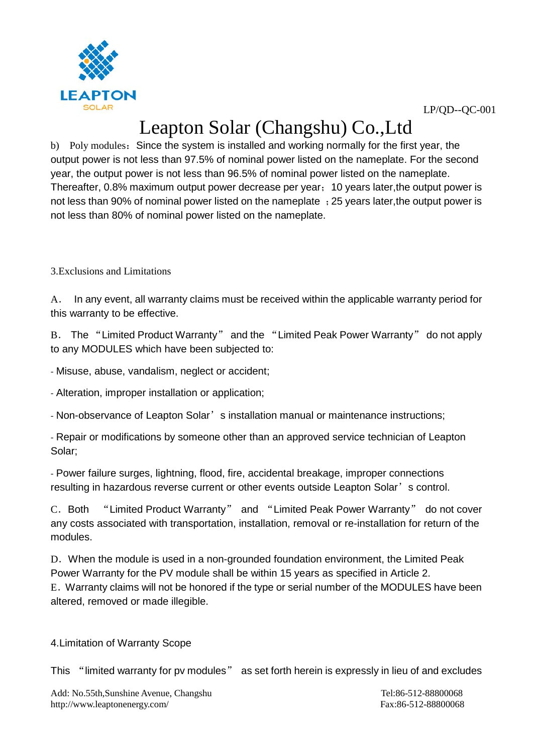b) Poly modules：Since the system is installed and working normally for the first year, the output power is not less than 97.5% of nominal power listed on the nameplate. For the second year, the output power is not less than 96.5% of nominal power listed on the nameplate. Thereafter, 0.8% maximum output power decrease per year；10 years later,the output power is not less than 90% of nominal power listed on the nameplate ；25 years later,the output power is not less than 80% of nominal power listed on the nameplate.

## 3.Exclusions and Limitations

A． In any event, all warranty claims must be received within the applicable warranty period for this warranty to be effective.

B． The "Limited Product Warranty" and the "Limited Peak Power Warranty" do not apply to any MODULES which have been subjected to:

- Misuse, abuse, vandalism, neglect or accident;
- Alteration, improper installation or application;
- Non-observance of Leapton Solar's installation manual or maintenance instructions;
- Repair or modifications by someone other than an approved service technician of Leapton Solar;
- Power failure surges, lightning, flood, fire, accidental breakage, improper connections resulting in hazardous reverse current or other events outside Leapton Solar's control.

C．Both "Limited Product Warranty" and "Limited Peak Power Warranty" do not cover any costs associated with transportation, installation, removal or re-installation for return of the modules.

D．When the module is used in a non-grounded foundation environment, the Limited Peak Power Warranty for the PV module shall be within 15 years as specified in Article 2.

E．Warranty claims will not be honored if the type or serial number of the MODULES have been altered, removed or made illegible.

## 4.Limitation of Warranty Scope

This "limited warranty for pv modules" as set forth herein is expressly in lieu of and excludes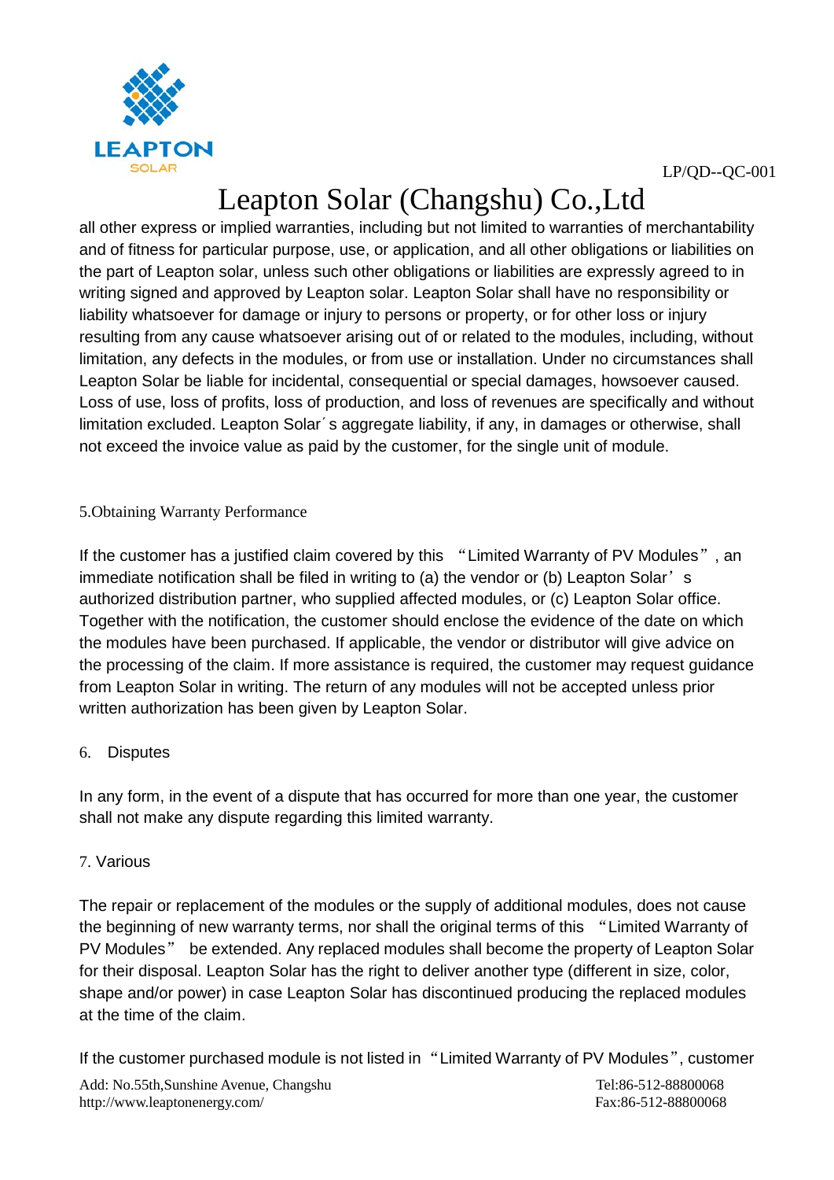all other express or implied warranties, including but not limited to warranties of merchantability and of fitness for particular purpose, use, or application, and all other obligations or liabilities on the part of Leapton solar, unless such other obligations or liabilities are expressly agreed to in writing signed and approved by Leapton solar. Leapton Solar shall have no responsibility or liability whatsoever for damage or injury to persons or property, or for other loss or injury resulting from any cause whatsoever arising out of or related to the modules, including, without limitation, any defects in the modules, or from use or installation. Under no circumstances shall Leapton Solar be liable for incidental, consequential or special damages, howsoever caused. Loss of use, loss of profits, loss of production, and loss of revenues are specifically and without limitation excluded. Leapton Solar´s aggregate liability, if any, in damages or otherwise, shall not exceed the invoice value as paid by the customer, for the single unit of module.

## 5.Obtaining Warranty Performance

If the customer has a justified claim covered by this “Limited Warranty of PV Modules”, an immediate notification shall be filed in writing to (a) the vendor or (b) Leapton Solar’s authorized distribution partner, who supplied affected modules, or (c) Leapton Solar office. Together with the notification, the customer should enclose the evidence of the date on which the modules have been purchased. If applicable, the vendor or distributor will give advice on the processing of the claim. If more assistance is required, the customer may request guidance from Leapton Solar in writing. The return of any modules will not be accepted unless prior written authorization has been given by Leapton Solar.

## 6. Disputes

In any form, in the event of a dispute that has occurred for more than one year, the customer shall not make any dispute regarding this limited warranty.

## 7. Various

The repair or replacement of the modules or the supply of additional modules, does not cause the beginning of new warranty terms, nor shall the original terms of this “Limited Warranty of PV Modules” be extended. Any replaced modules shall become the property of Leapton Solar for their disposal. Leapton Solar has the right to deliver another type (different in size, color, shape and/or power) in case Leapton Solar has discontinued producing the replaced modules at the time of the claim.

If the customer purchased module is not listed in “Limited Warranty of PV Modules”, customer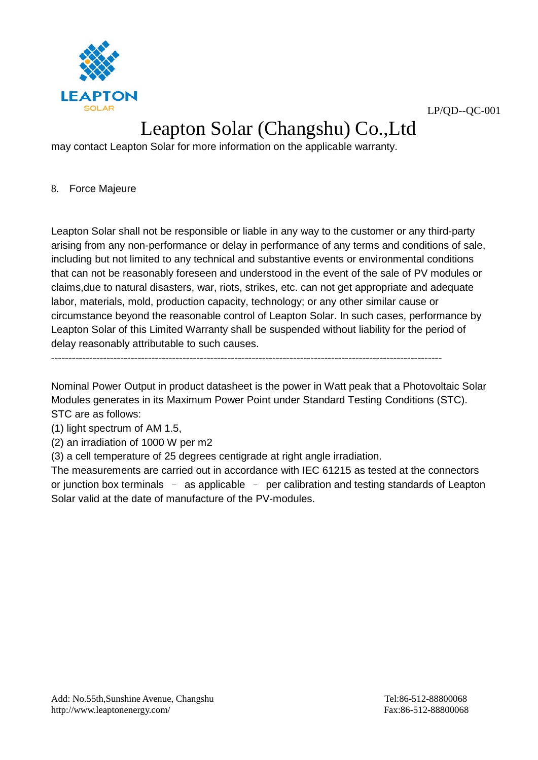may contact Leapton Solar for more information on the applicable warranty.

8. Force Majeure

Leapton Solar shall not be responsible or liable in any way to the customer or any third-party arising from any non-performance or delay in performance of any terms and conditions of sale, including but not limited to any technical and substantive events or environmental conditions that can not be reasonably foreseen and understood in the event of the sale of PV modules or claims,due to natural disasters, war, riots, strikes, etc. can not get appropriate and adequate labor, materials, mold, production capacity, technology; or any other similar cause or circumstance beyond the reasonable control of Leapton Solar. In such cases, performance by Leapton Solar of this Limited Warranty shall be suspended without liability for the period of delay reasonably attributable to such causes.

---

Nominal Power Output in product datasheet is the power in Watt peak that a Photovoltaic Solar Modules generates in its Maximum Power Point under Standard Testing Conditions (STC). STC are as follows:

(1) light spectrum of AM 1.5,

(2) an irradiation of 1000 W per m2

(3) a cell temperature of 25 degrees centigrade at right angle irradiation.

The measurements are carried out in accordance with IEC 61215 as tested at the connectors or junction box terminals – as applicable – per calibration and testing standards of Leapton Solar valid at the date of manufacture of the PV-modules.